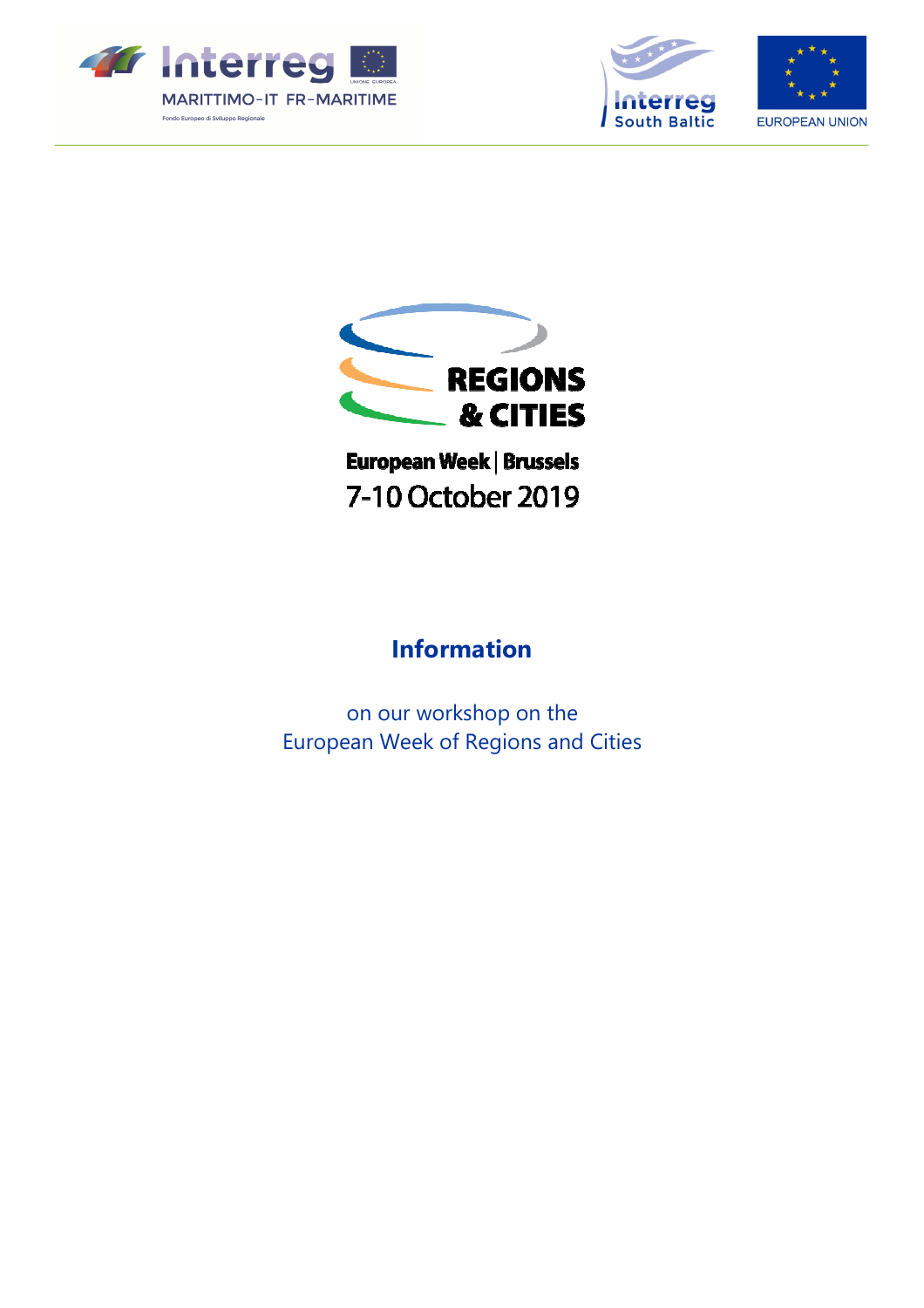REGIONS & CITIES

European Week | Brussels

7-10 October 2019

# Information

on our workshop on the
European Week of Regions and Cities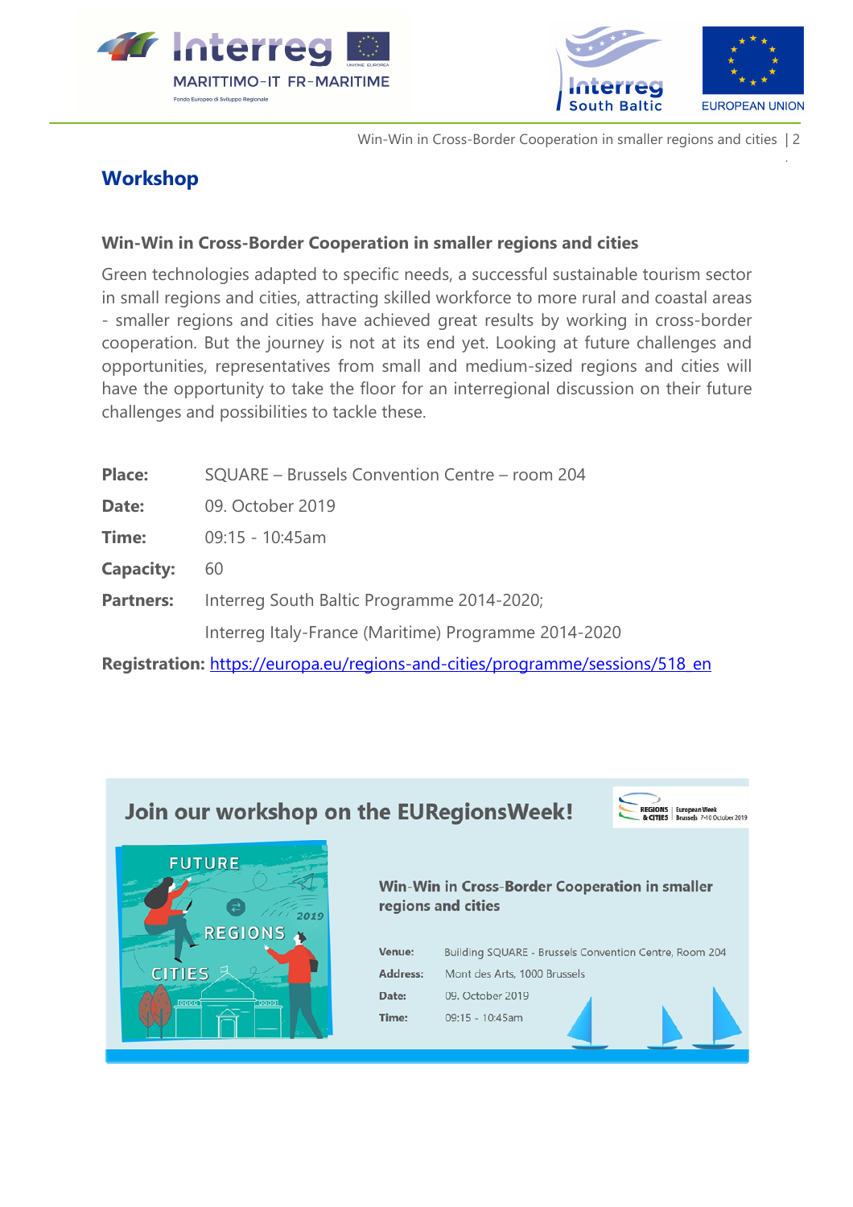## Workshop

### Win-Win in Cross-Border Cooperation in smaller regions and cities

Green technologies adapted to specific needs, a successful sustainable tourism sector in small regions and cities, attracting skilled workforce to more rural and coastal areas - smaller regions and cities have achieved great results by working in cross-border cooperation. But the journey is not at its end yet. Looking at future challenges and opportunities, representatives from small and medium-sized regions and cities will have the opportunity to take the floor for an interregional discussion on their future challenges and possibilities to tackle these.

**Place:** SQUARE – Brussels Convention Centre – room 204

**Date:** 09. October 2019

**Time:** 09:15 - 10:45am

**Capacity:** 60

**Partners:** Interreg South Baltic Programme 2014-2020;
Interreg Italy-France (Maritime) Programme 2014-2020

**Registration:** https://europa.eu/regions-and-cities/programme/sessions/518_en

## Join our workshop on the EURegionsWeek!

**Win-Win in Cross-Border Cooperation in smaller regions and cities**

**Venue:** Building SQUARE - Brussels Convention Centre, Room 204

**Address:** Mont des Arts, 1000 Brussels

**Date:** 09. October 2019

**Time:** 09:15 - 10:45am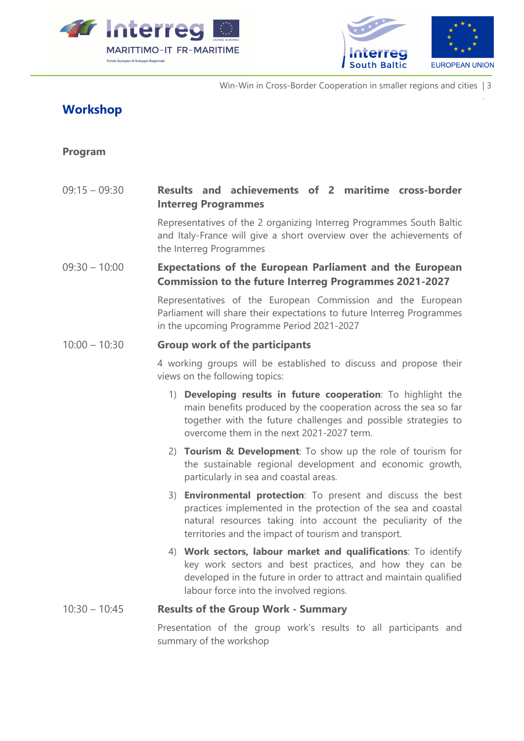## Workshop

### Program

**09:15 – 09:30** **Results and achievements of 2 maritime cross-border Interreg Programmes**

Representatives of the 2 organizing Interreg Programmes South Baltic and Italy-France will give a short overview over the achievements of the Interreg Programmes

**09:30 – 10:00** **Expectations of the European Parliament and the European Commission to the future Interreg Programmes 2021-2027**

Representatives of the European Commission and the European Parliament will share their expectations to future Interreg Programmes in the upcoming Programme Period 2021-2027

**10:00 – 10:30** **Group work of the participants**

4 working groups will be established to discuss and propose their views on the following topics:

1) **Developing results in future cooperation**: To highlight the main benefits produced by the cooperation across the sea so far together with the future challenges and possible strategies to overcome them in the next 2021-2027 term.
2) **Tourism & Development**: To show up the role of tourism for the sustainable regional development and economic growth, particularly in sea and coastal areas.
3) **Environmental protection**: To present and discuss the best practices implemented in the protection of the sea and coastal natural resources taking into account the peculiarity of the territories and the impact of tourism and transport.
4) **Work sectors, labour market and qualifications**: To identify key work sectors and best practices, and how they can be developed in the future in order to attract and maintain qualified labour force into the involved regions.

**10:30 – 10:45** **Results of the Group Work - Summary**

Presentation of the group work's results to all participants and summary of the workshop